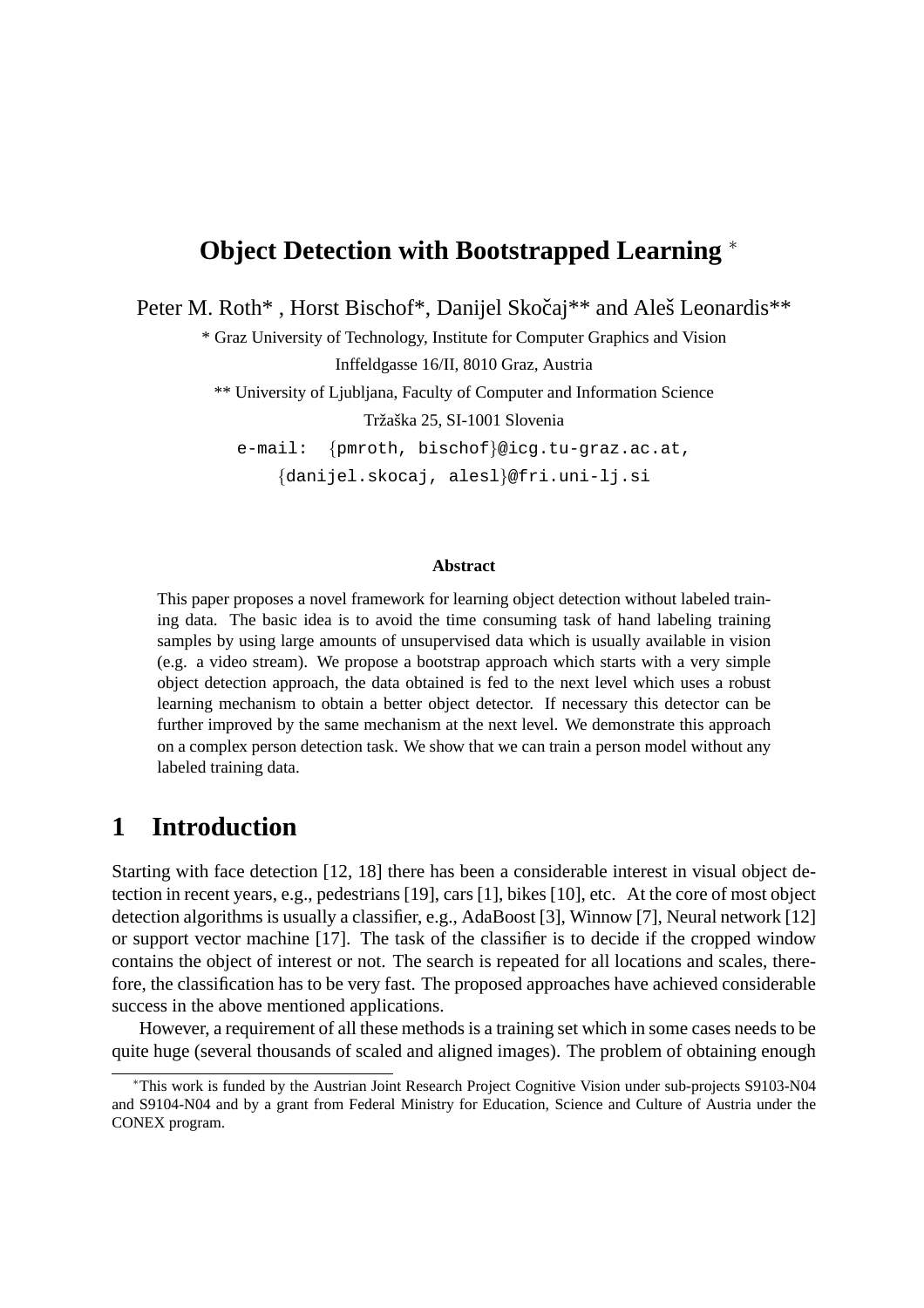# Object Detection with Bootstrapped Learning *

Peter M. Roth* , Horst Bischof*, Danijel Skočaj** and Aleš Leonardis**

\* Graz University of Technology, Institute for Computer Graphics and Vision

Inffeldgasse 16/II, 8010 Graz, Austria

\*\* University of Ljubljana, Faculty of Computer and Information Science

Tržaška 25, SI-1001 Slovenia

e-mail: {pmroth, bischof}@icg.tu-graz.ac.at,

{danijel.skocaj, alesl}@fri.uni-lj.si

**Abstract**

This paper proposes a novel framework for learning object detection without labeled training data. The basic idea is to avoid the time consuming task of hand labeling training samples by using large amounts of unsupervised data which is usually available in vision (e.g. a video stream). We propose a bootstrap approach which starts with a very simple object detection approach, the data obtained is fed to the next level which uses a robust learning mechanism to obtain a better object detector. If necessary this detector can be further improved by the same mechanism at the next level. We demonstrate this approach on a complex person detection task. We show that we can train a person model without any labeled training data.

## 1 Introduction

Starting with face detection [12, 18] there has been a considerable interest in visual object detection in recent years, e.g., pedestrians [19], cars [1], bikes [10], etc. At the core of most object detection algorithms is usually a classifier, e.g., AdaBoost [3], Winnow [7], Neural network [12] or support vector machine [17]. The task of the classifier is to decide if the cropped window contains the object of interest or not. The search is repeated for all locations and scales, therefore, the classification has to be very fast. The proposed approaches have achieved considerable success in the above mentioned applications.

However, a requirement of all these methods is a training set which in some cases needs to be quite huge (several thousands of scaled and aligned images). The problem of obtaining enough

---

\*This work is funded by the Austrian Joint Research Project Cognitive Vision under sub-projects S9103-N04 and S9104-N04 and by a grant from Federal Ministry for Education, Science and Culture of Austria under the CONEX program.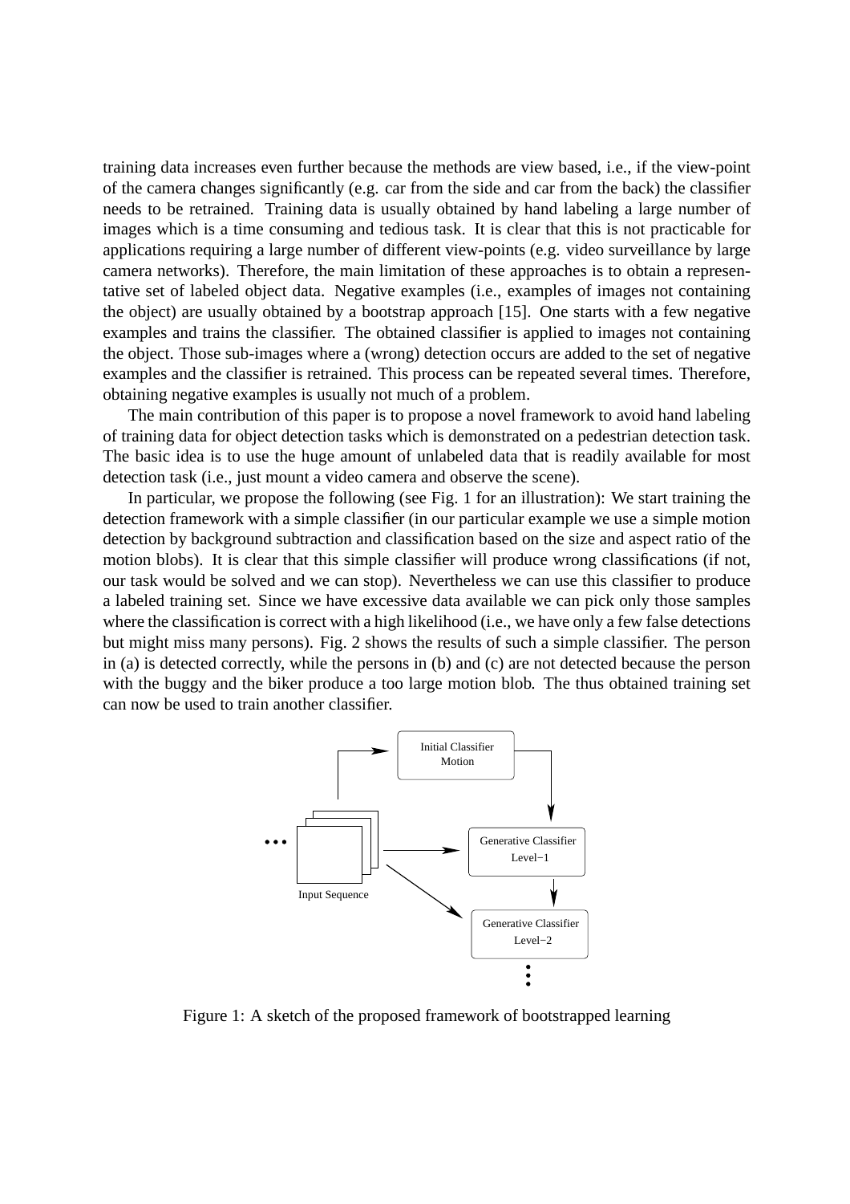training data increases even further because the methods are view based, i.e., if the view-point of the camera changes significantly (e.g. car from the side and car from the back) the classifier needs to be retrained. Training data is usually obtained by hand labeling a large number of images which is a time consuming and tedious task. It is clear that this is not practicable for applications requiring a large number of different view-points (e.g. video surveillance by large camera networks). Therefore, the main limitation of these approaches is to obtain a representative set of labeled object data. Negative examples (i.e., examples of images not containing the object) are usually obtained by a bootstrap approach [15]. One starts with a few negative examples and trains the classifier. The obtained classifier is applied to images not containing the object. Those sub-images where a (wrong) detection occurs are added to the set of negative examples and the classifier is retrained. This process can be repeated several times. Therefore, obtaining negative examples is usually not much of a problem.

The main contribution of this paper is to propose a novel framework to avoid hand labeling of training data for object detection tasks which is demonstrated on a pedestrian detection task. The basic idea is to use the huge amount of unlabeled data that is readily available for most detection task (i.e., just mount a video camera and observe the scene).

In particular, we propose the following (see Fig. 1 for an illustration): We start training the detection framework with a simple classifier (in our particular example we use a simple motion detection by background subtraction and classification based on the size and aspect ratio of the motion blobs). It is clear that this simple classifier will produce wrong classifications (if not, our task would be solved and we can stop). Nevertheless we can use this classifier to produce a labeled training set. Since we have excessive data available we can pick only those samples where the classification is correct with a high likelihood (i.e., we have only a few false detections but might miss many persons). Fig. 2 shows the results of such a simple classifier. The person in (a) is detected correctly, while the persons in (b) and (c) are not detected because the person with the buggy and the biker produce a too large motion blob. The thus obtained training set can now be used to train another classifier.

Figure 1: A sketch of the proposed framework of bootstrapped learning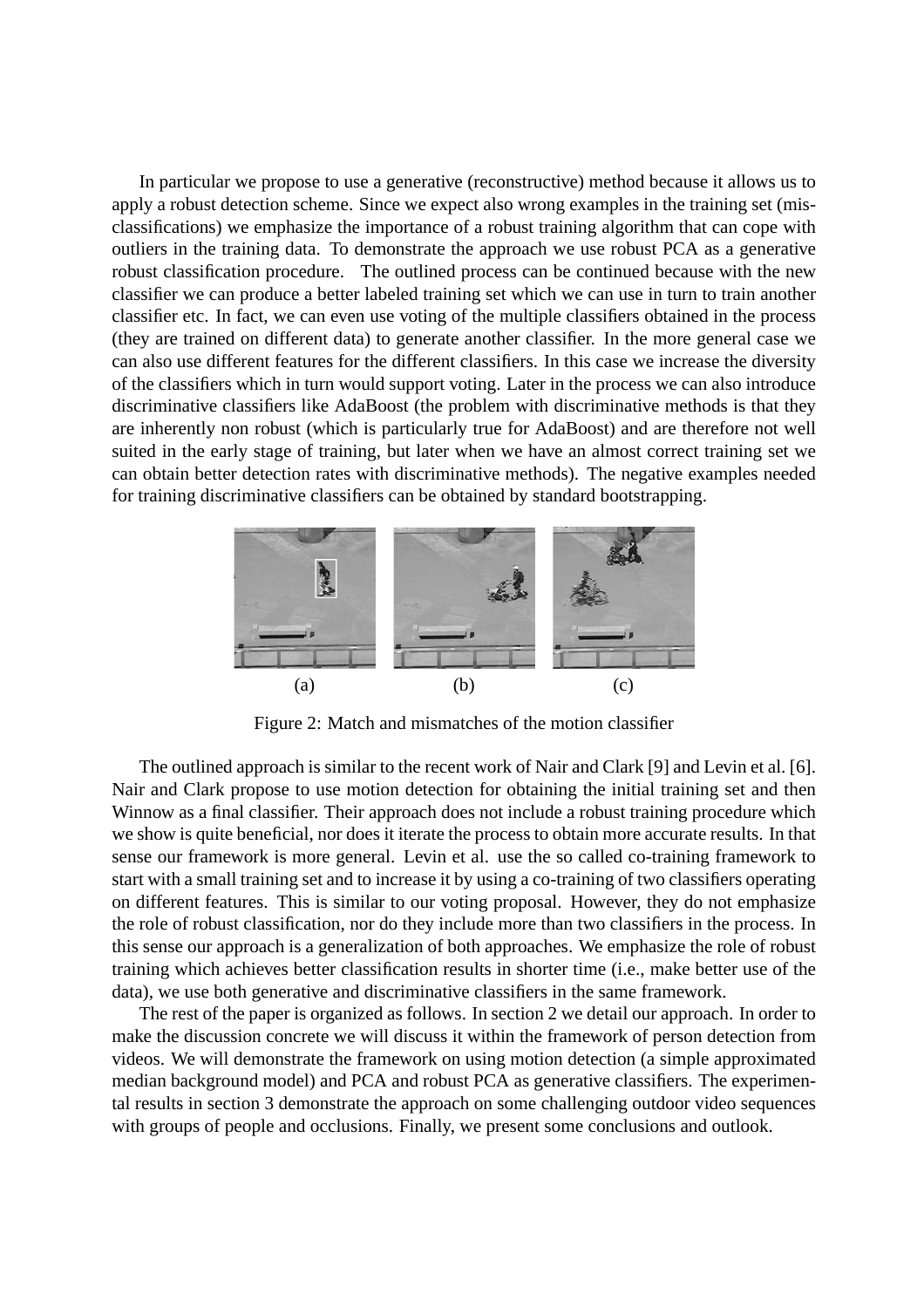In particular we propose to use a generative (reconstructive) method because it allows us to apply a robust detection scheme. Since we expect also wrong examples in the training set (misclassifications) we emphasize the importance of a robust training algorithm that can cope with outliers in the training data. To demonstrate the approach we use robust PCA as a generative robust classification procedure. The outlined process can be continued because with the new classifier we can produce a better labeled training set which we can use in turn to train another classifier etc. In fact, we can even use voting of the multiple classifiers obtained in the process (they are trained on different data) to generate another classifier. In the more general case we can also use different features for the different classifiers. In this case we increase the diversity of the classifiers which in turn would support voting. Later in the process we can also introduce discriminative classifiers like AdaBoost (the problem with discriminative methods is that they are inherently non robust (which is particularly true for AdaBoost) and are therefore not well suited in the early stage of training, but later when we have an almost correct training set we can obtain better detection rates with discriminative methods). The negative examples needed for training discriminative classifiers can be obtained by standard bootstrapping.

(a) (b) (c)

Figure 2: Match and mismatches of the motion classifier

The outlined approach is similar to the recent work of Nair and Clark [9] and Levin et al. [6]. Nair and Clark propose to use motion detection for obtaining the initial training set and then Winnow as a final classifier. Their approach does not include a robust training procedure which we show is quite beneficial, nor does it iterate the process to obtain more accurate results. In that sense our framework is more general. Levin et al. use the so called co-training framework to start with a small training set and to increase it by using a co-training of two classifiers operating on different features. This is similar to our voting proposal. However, they do not emphasize the role of robust classification, nor do they include more than two classifiers in the process. In this sense our approach is a generalization of both approaches. We emphasize the role of robust training which achieves better classification results in shorter time (i.e., make better use of the data), we use both generative and discriminative classifiers in the same framework.

The rest of the paper is organized as follows. In section 2 we detail our approach. In order to make the discussion concrete we will discuss it within the framework of person detection from videos. We will demonstrate the framework on using motion detection (a simple approximated median background model) and PCA and robust PCA as generative classifiers. The experimental results in section 3 demonstrate the approach on some challenging outdoor video sequences with groups of people and occlusions. Finally, we present some conclusions and outlook.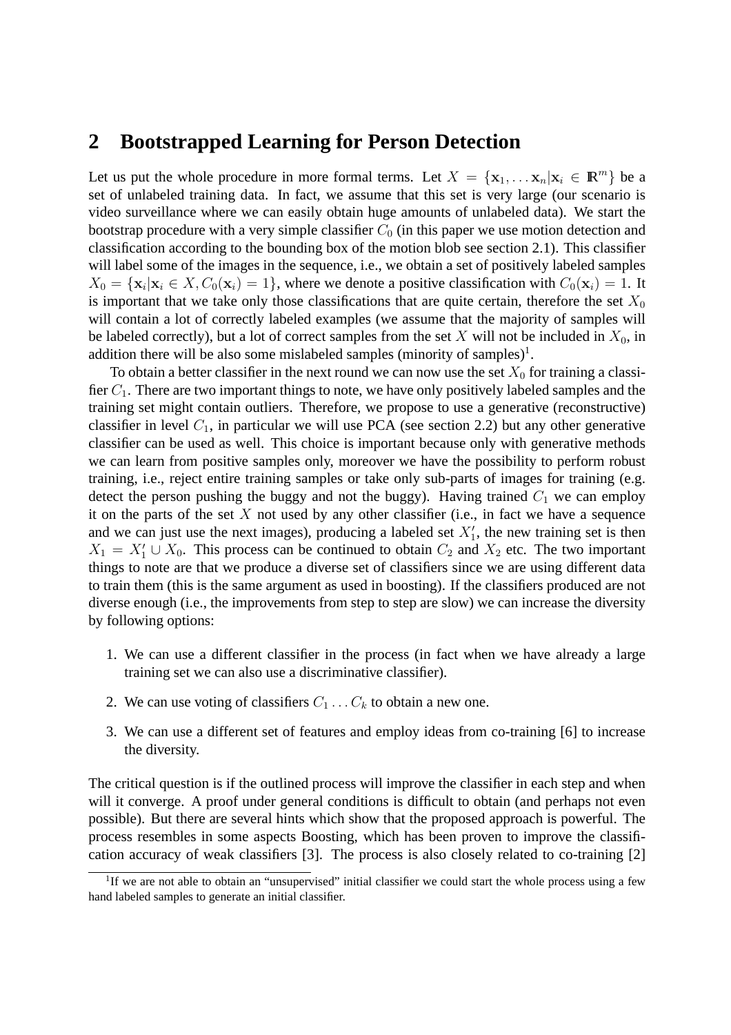## 2 Bootstrapped Learning for Person Detection

Let us put the whole procedure in more formal terms. Let $X = \{\mathbf{x}_1, \ldots \mathbf{x}_n | \mathbf{x}_i \in \mathbb{R}^m\}$ be a set of unlabeled training data. In fact, we assume that this set is very large (our scenario is video surveillance where we can easily obtain huge amounts of unlabeled data). We start the bootstrap procedure with a very simple classifier $C_0$ (in this paper we use motion detection and classification according to the bounding box of the motion blob see section 2.1). This classifier will label some of the images in the sequence, i.e., we obtain a set of positively labeled samples $X_0 = \{\mathbf{x}_i | \mathbf{x}_i \in X, C_0(\mathbf{x}_i) = 1\}$, where we denote a positive classification with $C_0(\mathbf{x}_i) = 1$. It is important that we take only those classifications that are quite certain, therefore the set $X_0$ will contain a lot of correctly labeled examples (we assume that the majority of samples will be labeled correctly), but a lot of correct samples from the set $X$ will not be included in $X_0$, in addition there will be also some mislabeled samples (minority of samples)[1].

To obtain a better classifier in the next round we can now use the set $X_0$ for training a classifier $C_1$. There are two important things to note, we have only positively labeled samples and the training set might contain outliers. Therefore, we propose to use a generative (reconstructive) classifier in level $C_1$, in particular we will use PCA (see section 2.2) but any other generative classifier can be used as well. This choice is important because only with generative methods we can learn from positive samples only, moreover we have the possibility to perform robust training, i.e., reject entire training samples or take only sub-parts of images for training (e.g. detect the person pushing the buggy and not the buggy). Having trained $C_1$ we can employ it on the parts of the set $X$ not used by any other classifier (i.e., in fact we have a sequence and we can just use the next images), producing a labeled set $X_1'$, the new training set is then $X_1 = X_1' \cup X_0$. This process can be continued to obtain $C_2$ and $X_2$ etc. The two important things to note are that we produce a diverse set of classifiers since we are using different data to train them (this is the same argument as used in boosting). If the classifiers produced are not diverse enough (i.e., the improvements from step to step are slow) we can increase the diversity by following options:

1. We can use a different classifier in the process (in fact when we have already a large training set we can also use a discriminative classifier).
2. We can use voting of classifiers $C_1 \ldots C_k$ to obtain a new one.
3. We can use a different set of features and employ ideas from co-training [6] to increase the diversity.

The critical question is if the outlined process will improve the classifier in each step and when will it converge. A proof under general conditions is difficult to obtain (and perhaps not even possible). But there are several hints which show that the proposed approach is powerful. The process resembles in some aspects Boosting, which has been proven to improve the classification accuracy of weak classifiers [3]. The process is also closely related to co-training [2]

[1] If we are not able to obtain an "unsupervised" initial classifier we could start the whole process using a few hand labeled samples to generate an initial classifier.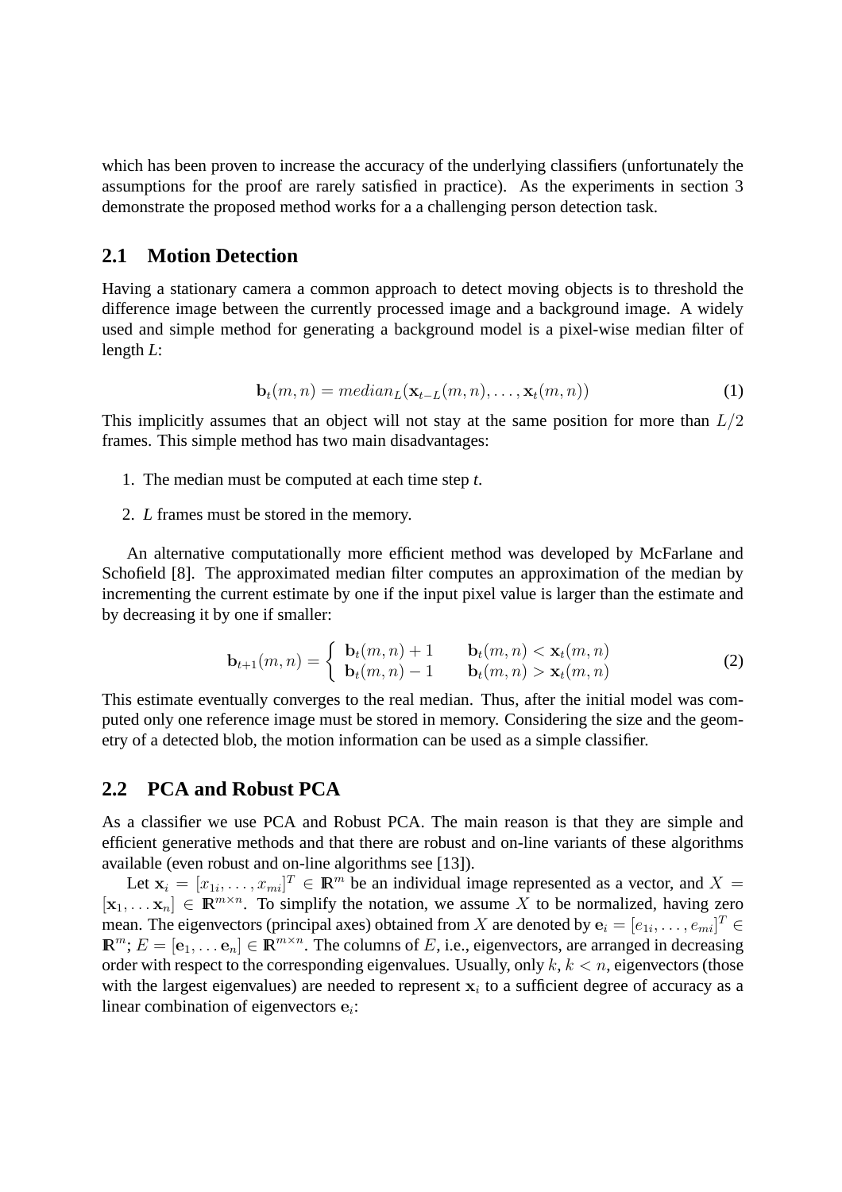which has been proven to increase the accuracy of the underlying classifiers (unfortunately the assumptions for the proof are rarely satisfied in practice). As the experiments in section 3 demonstrate the proposed method works for a a challenging person detection task.

## 2.1 Motion Detection

Having a stationary camera a common approach to detect moving objects is to threshold the difference image between the currently processed image and a background image. A widely used and simple method for generating a background model is a pixel-wise median filter of length *L*:

$$\mathbf{b}_t(m,n) = median_L(\mathbf{x}_{t-L}(m,n), \ldots, \mathbf{x}_t(m,n)) \tag{1}$$

This implicitly assumes that an object will not stay at the same position for more than $L/2$ frames. This simple method has two main disadvantages:

1. The median must be computed at each time step *t*.
2. *L* frames must be stored in the memory.

An alternative computationally more efficient method was developed by McFarlane and Schofield [8]. The approximated median filter computes an approximation of the median by incrementing the current estimate by one if the input pixel value is larger than the estimate and by decreasing it by one if smaller:

$$\mathbf{b}_{t+1}(m,n) = \begin{cases} \mathbf{b}_t(m,n) + 1 & \mathbf{b}_t(m,n) < \mathbf{x}_t(m,n) \\ \mathbf{b}_t(m,n) - 1 & \mathbf{b}_t(m,n) > \mathbf{x}_t(m,n) \end{cases} \tag{2}$$

This estimate eventually converges to the real median. Thus, after the initial model was computed only one reference image must be stored in memory. Considering the size and the geometry of a detected blob, the motion information can be used as a simple classifier.

## 2.2 PCA and Robust PCA

As a classifier we use PCA and Robust PCA. The main reason is that they are simple and efficient generative methods and that there are robust and on-line variants of these algorithms available (even robust and on-line algorithms see [13]).

Let $\mathbf{x}_i = [x_{1i}, \ldots, x_{mi}]^T \in \mathbb{R}^m$ be an individual image represented as a vector, and $X = [\mathbf{x}_1, \ldots \mathbf{x}_n] \in \mathbb{R}^{m \times n}$. To simplify the notation, we assume $X$ to be normalized, having zero mean. The eigenvectors (principal axes) obtained from $X$ are denoted by $\mathbf{e}_i = [e_{1i}, \ldots, e_{mi}]^T \in \mathbb{R}^m$; $E = [\mathbf{e}_1, \ldots \mathbf{e}_n] \in \mathbb{R}^{m \times n}$. The columns of $E$, i.e., eigenvectors, are arranged in decreasing order with respect to the corresponding eigenvalues. Usually, only $k$, $k < n$, eigenvectors (those with the largest eigenvalues) are needed to represent $\mathbf{x}_i$ to a sufficient degree of accuracy as a linear combination of eigenvectors $\mathbf{e}_i$: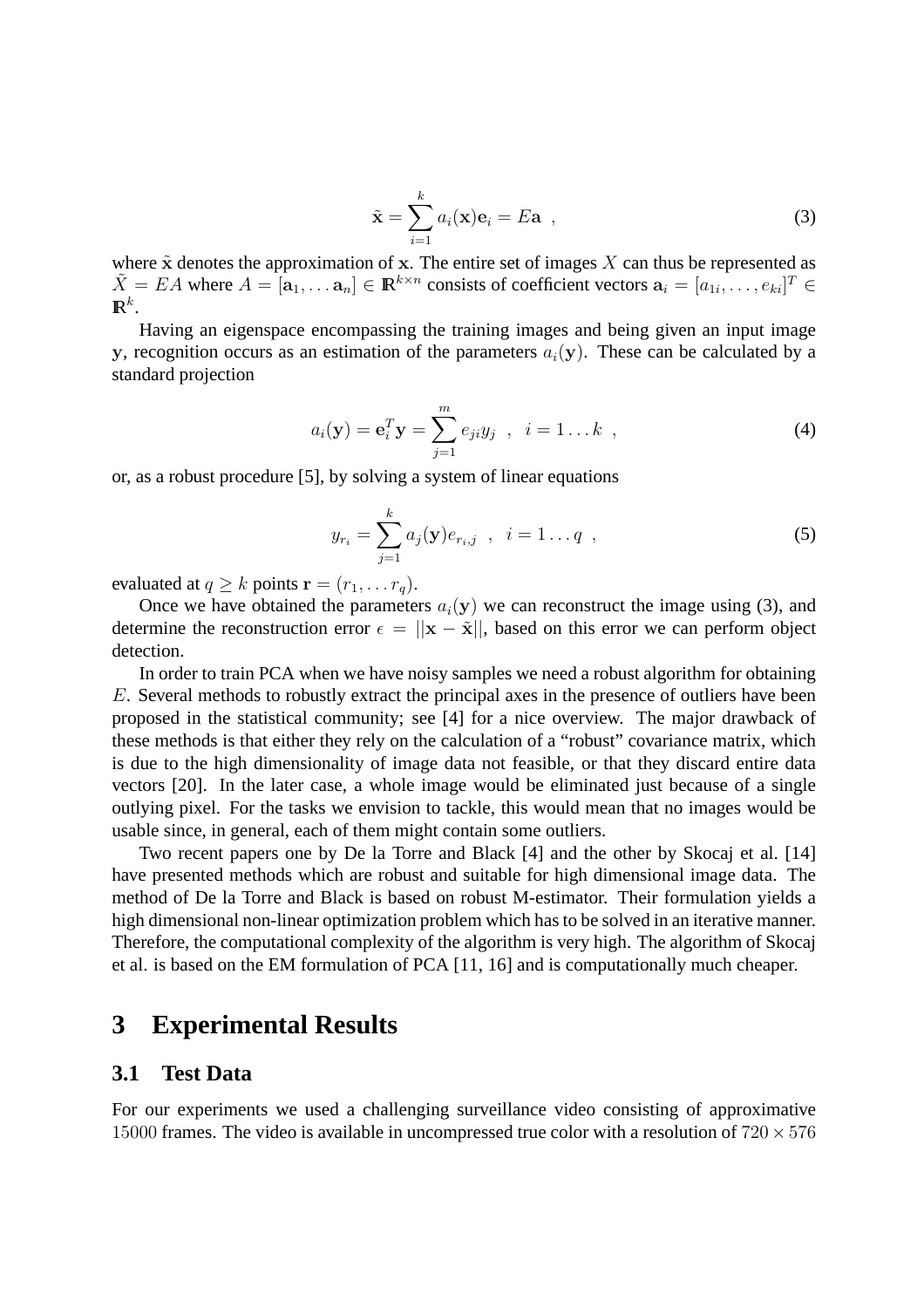$$\tilde{\mathbf{x}} = \sum_{i=1}^{k} a_i(\mathbf{x})\mathbf{e}_i = E\mathbf{a} \ \ , \tag{3}$$

where $\tilde{\mathbf{x}}$ denotes the approximation of $\mathbf{x}$. The entire set of images $X$ can thus be represented as $\tilde{X} = EA$ where $A = [\mathbf{a}_1, \ldots \mathbf{a}_n] \in \mathbb{R}^{k \times n}$ consists of coefficient vectors $\mathbf{a}_i = [a_{1i}, \ldots, e_{ki}]^T \in \mathbb{R}^k$.

Having an eigenspace encompassing the training images and being given an input image $\mathbf{y}$, recognition occurs as an estimation of the parameters $a_i(\mathbf{y})$. These can be calculated by a standard projection

$$a_i(\mathbf{y}) = \mathbf{e}_i^T \mathbf{y} = \sum_{j=1}^{m} e_{ji} y_j \ \ , \ \ i = 1 \ldots k \ \ , \tag{4}$$

or, as a robust procedure [5], by solving a system of linear equations

$$y_{r_i} = \sum_{j=1}^{k} a_j(\mathbf{y}) e_{r_i,j} \ \ , \ \ i = 1 \ldots q \ \ , \tag{5}$$

evaluated at $q \geq k$ points $\mathbf{r} = (r_1, \ldots r_q)$.

Once we have obtained the parameters $a_i(\mathbf{y})$ we can reconstruct the image using (3), and determine the reconstruction error $\epsilon = ||\mathbf{x} - \tilde{\mathbf{x}}||$, based on this error we can perform object detection.

In order to train PCA when we have noisy samples we need a robust algorithm for obtaining $E$. Several methods to robustly extract the principal axes in the presence of outliers have been proposed in the statistical community; see [4] for a nice overview. The major drawback of these methods is that either they rely on the calculation of a "robust" covariance matrix, which is due to the high dimensionality of image data not feasible, or that they discard entire data vectors [20]. In the later case, a whole image would be eliminated just because of a single outlying pixel. For the tasks we envision to tackle, this would mean that no images would be usable since, in general, each of them might contain some outliers.

Two recent papers one by De la Torre and Black [4] and the other by Skocaj et al. [14] have presented methods which are robust and suitable for high dimensional image data. The method of De la Torre and Black is based on robust M-estimator. Their formulation yields a high dimensional non-linear optimization problem which has to be solved in an iterative manner. Therefore, the computational complexity of the algorithm is very high. The algorithm of Skocaj et al. is based on the EM formulation of PCA [11, 16] and is computationally much cheaper.

# 3 Experimental Results

## 3.1 Test Data

For our experiments we used a challenging surveillance video consisting of approximative $15000$ frames. The video is available in uncompressed true color with a resolution of $720 \times 576$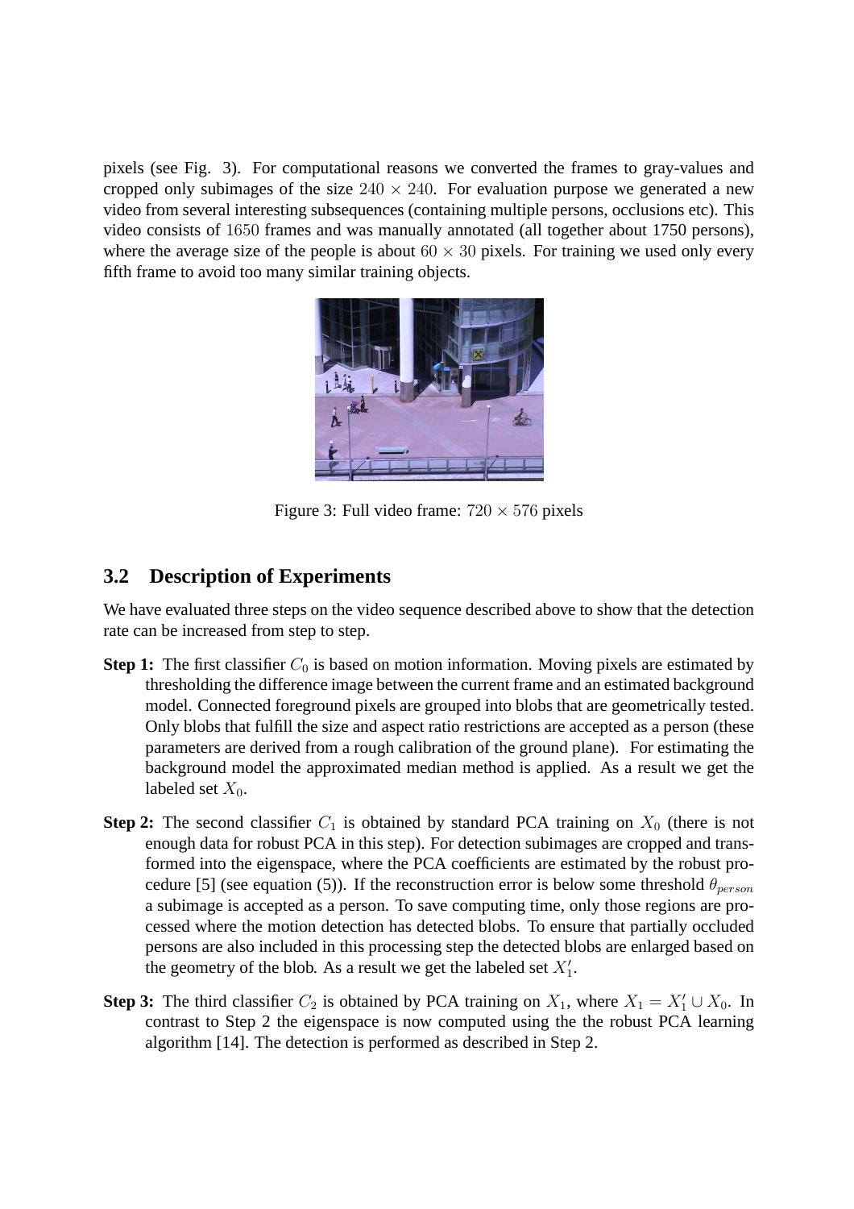pixels (see Fig. 3). For computational reasons we converted the frames to gray-values and cropped only subimages of the size $240 \times 240$. For evaluation purpose we generated a new video from several interesting subsequences (containing multiple persons, occlusions etc). This video consists of $1650$ frames and was manually annotated (all together about 1750 persons), where the average size of the people is about $60 \times 30$ pixels. For training we used only every fifth frame to avoid too many similar training objects.

Figure 3: Full video frame: $720 \times 576$ pixels

## 3.2 Description of Experiments

We have evaluated three steps on the video sequence described above to show that the detection rate can be increased from step to step.

**Step 1:** The first classifier $C_0$ is based on motion information. Moving pixels are estimated by thresholding the difference image between the current frame and an estimated background model. Connected foreground pixels are grouped into blobs that are geometrically tested. Only blobs that fulfill the size and aspect ratio restrictions are accepted as a person (these parameters are derived from a rough calibration of the ground plane). For estimating the background model the approximated median method is applied. As a result we get the labeled set $X_0$.

**Step 2:** The second classifier $C_1$ is obtained by standard PCA training on $X_0$ (there is not enough data for robust PCA in this step). For detection subimages are cropped and transformed into the eigenspace, where the PCA coefficients are estimated by the robust procedure [5] (see equation (5)). If the reconstruction error is below some threshold $\theta_{person}$ a subimage is accepted as a person. To save computing time, only those regions are processed where the motion detection has detected blobs. To ensure that partially occluded persons are also included in this processing step the detected blobs are enlarged based on the geometry of the blob. As a result we get the labeled set $X_1'$.

**Step 3:** The third classifier $C_2$ is obtained by PCA training on $X_1$, where $X_1 = X_1' \cup X_0$. In contrast to Step 2 the eigenspace is now computed using the the robust PCA learning algorithm [14]. The detection is performed as described in Step 2.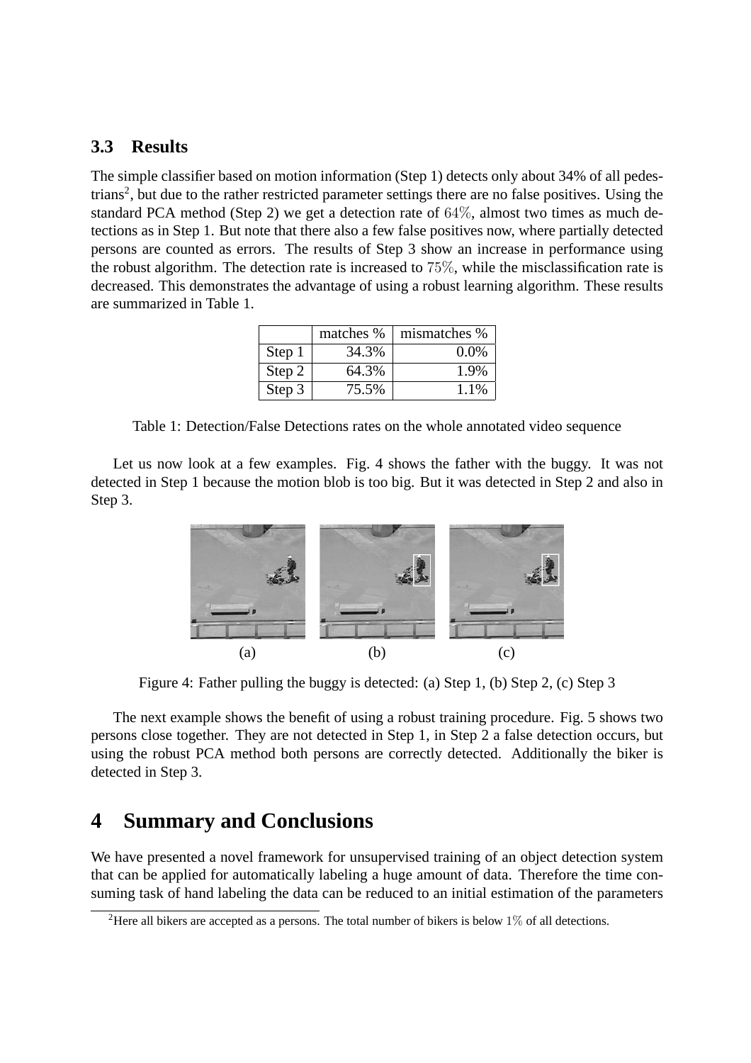### 3.3 Results

The simple classifier based on motion information (Step 1) detects only about 34% of all pedestrians[2], but due to the rather restricted parameter settings there are no false positives. Using the standard PCA method (Step 2) we get a detection rate of $64\%$, almost two times as much detections as in Step 1. But note that there also a few false positives now, where partially detected persons are counted as errors. The results of Step 3 show an increase in performance using the robust algorithm. The detection rate is increased to $75\%$, while the misclassification rate is decreased. This demonstrates the advantage of using a robust learning algorithm. These results are summarized in Table 1.

| | matches % | mismatches % |
|---|---|---|
| Step 1 | 34.3% | 0.0% |
| Step 2 | 64.3% | 1.9% |
| Step 3 | 75.5% | 1.1% |

Table 1: Detection/False Detections rates on the whole annotated video sequence

Let us now look at a few examples. Fig. 4 shows the father with the buggy. It was not detected in Step 1 because the motion blob is too big. But it was detected in Step 2 and also in Step 3.

(a) (b) (c)

Figure 4: Father pulling the buggy is detected: (a) Step 1, (b) Step 2, (c) Step 3

The next example shows the benefit of using a robust training procedure. Fig. 5 shows two persons close together. They are not detected in Step 1, in Step 2 a false detection occurs, but using the robust PCA method both persons are correctly detected. Additionally the biker is detected in Step 3.

# 4 Summary and Conclusions

We have presented a novel framework for unsupervised training of an object detection system that can be applied for automatically labeling a huge amount of data. Therefore the time consuming task of hand labeling the data can be reduced to an initial estimation of the parameters

[2] Here all bikers are accepted as a persons. The total number of bikers is below $1\%$ of all detections.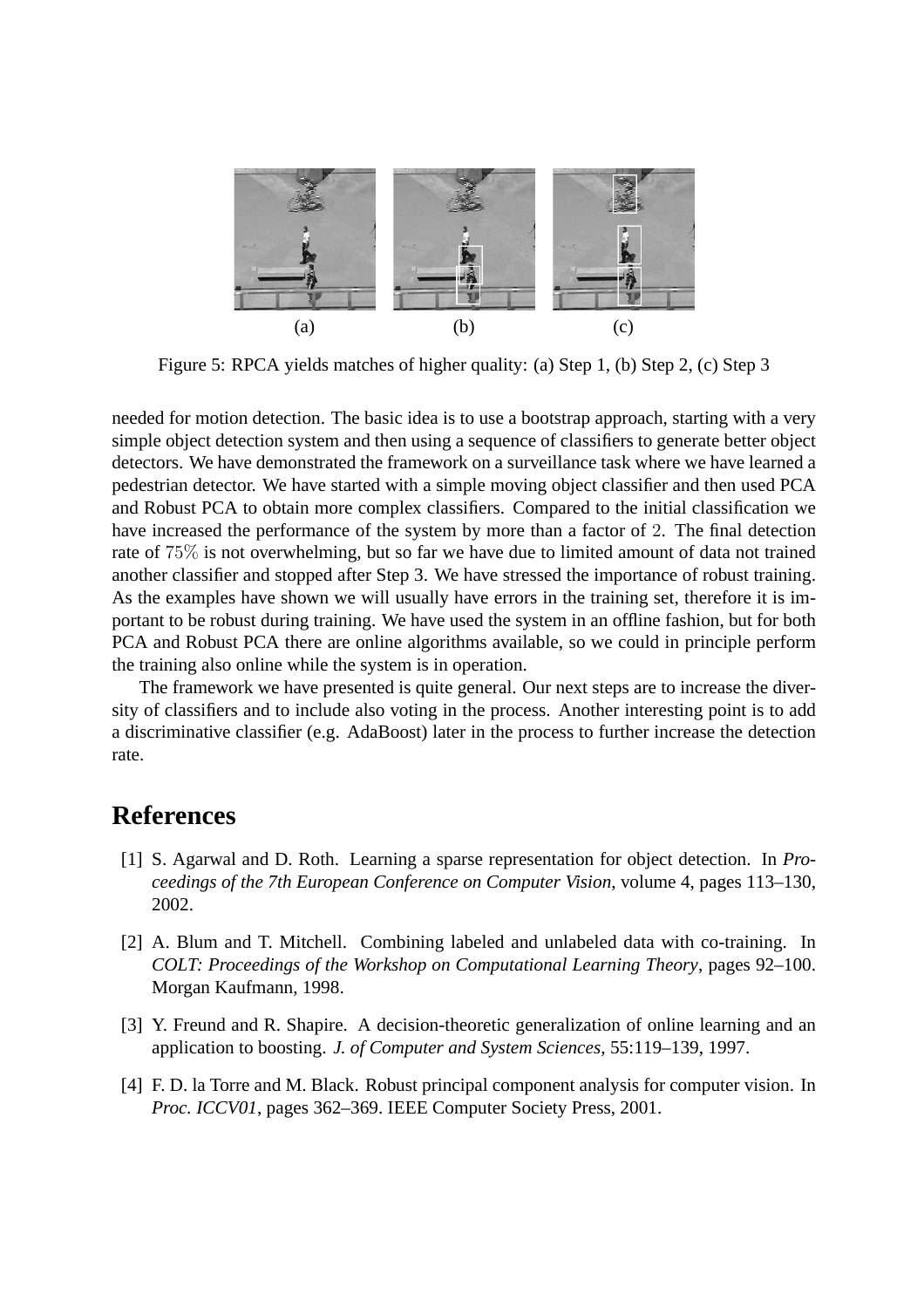(a) (b) (c)

Figure 5: RPCA yields matches of higher quality: (a) Step 1, (b) Step 2, (c) Step 3

needed for motion detection. The basic idea is to use a bootstrap approach, starting with a very simple object detection system and then using a sequence of classifiers to generate better object detectors. We have demonstrated the framework on a surveillance task where we have learned a pedestrian detector. We have started with a simple moving object classifier and then used PCA and Robust PCA to obtain more complex classifiers. Compared to the initial classification we have increased the performance of the system by more than a factor of $2$. The final detection rate of $75\%$ is not overwhelming, but so far we have due to limited amount of data not trained another classifier and stopped after Step 3. We have stressed the importance of robust training. As the examples have shown we will usually have errors in the training set, therefore it is important to be robust during training. We have used the system in an offline fashion, but for both PCA and Robust PCA there are online algorithms available, so we could in principle perform the training also online while the system is in operation.

The framework we have presented is quite general. Our next steps are to increase the diversity of classifiers and to include also voting in the process. Another interesting point is to add a discriminative classifier (e.g. AdaBoost) later in the process to further increase the detection rate.

# References

[1] S. Agarwal and D. Roth. Learning a sparse representation for object detection. In *Proceedings of the 7th European Conference on Computer Vision*, volume 4, pages 113–130, 2002.

[2] A. Blum and T. Mitchell. Combining labeled and unlabeled data with co-training. In *COLT: Proceedings of the Workshop on Computational Learning Theory*, pages 92–100. Morgan Kaufmann, 1998.

[3] Y. Freund and R. Shapire. A decision-theoretic generalization of online learning and an application to boosting. *J. of Computer and System Sciences*, 55:119–139, 1997.

[4] F. D. la Torre and M. Black. Robust principal component analysis for computer vision. In *Proc. ICCV01*, pages 362–369. IEEE Computer Society Press, 2001.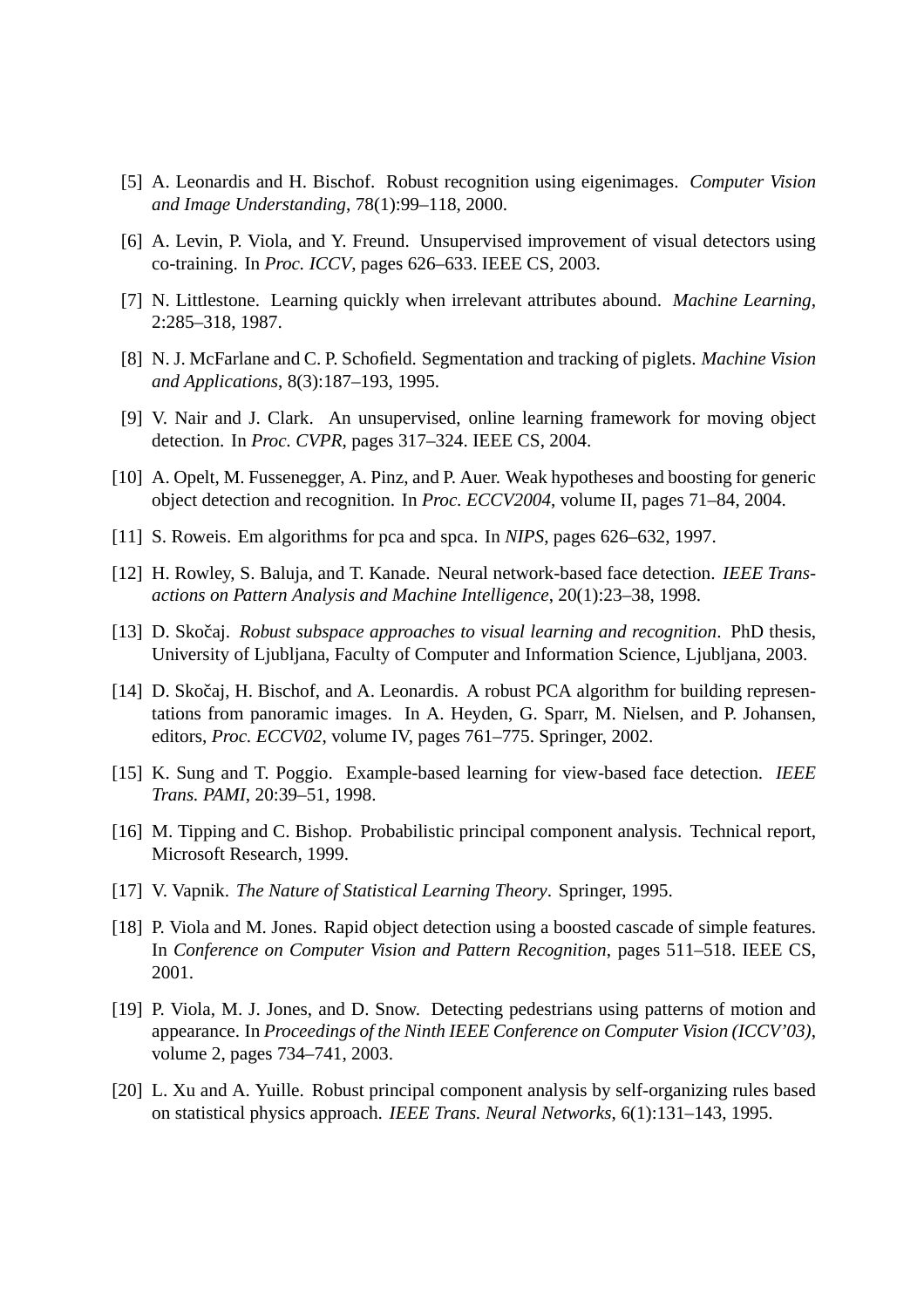[5] A. Leonardis and H. Bischof. Robust recognition using eigenimages. *Computer Vision and Image Understanding*, 78(1):99–118, 2000.

[6] A. Levin, P. Viola, and Y. Freund. Unsupervised improvement of visual detectors using co-training. In *Proc. ICCV*, pages 626–633. IEEE CS, 2003.

[7] N. Littlestone. Learning quickly when irrelevant attributes abound. *Machine Learning*, 2:285–318, 1987.

[8] N. J. McFarlane and C. P. Schofield. Segmentation and tracking of piglets. *Machine Vision and Applications*, 8(3):187–193, 1995.

[9] V. Nair and J. Clark. An unsupervised, online learning framework for moving object detection. In *Proc. CVPR*, pages 317–324. IEEE CS, 2004.

[10] A. Opelt, M. Fussenegger, A. Pinz, and P. Auer. Weak hypotheses and boosting for generic object detection and recognition. In *Proc. ECCV2004*, volume II, pages 71–84, 2004.

[11] S. Roweis. Em algorithms for pca and spca. In *NIPS*, pages 626–632, 1997.

[12] H. Rowley, S. Baluja, and T. Kanade. Neural network-based face detection. *IEEE Transactions on Pattern Analysis and Machine Intelligence*, 20(1):23–38, 1998.

[13] D. Skočaj. *Robust subspace approaches to visual learning and recognition*. PhD thesis, University of Ljubljana, Faculty of Computer and Information Science, Ljubljana, 2003.

[14] D. Skočaj, H. Bischof, and A. Leonardis. A robust PCA algorithm for building representations from panoramic images. In A. Heyden, G. Sparr, M. Nielsen, and P. Johansen, editors, *Proc. ECCV02*, volume IV, pages 761–775. Springer, 2002.

[15] K. Sung and T. Poggio. Example-based learning for view-based face detection. *IEEE Trans. PAMI*, 20:39–51, 1998.

[16] M. Tipping and C. Bishop. Probabilistic principal component analysis. Technical report, Microsoft Research, 1999.

[17] V. Vapnik. *The Nature of Statistical Learning Theory*. Springer, 1995.

[18] P. Viola and M. Jones. Rapid object detection using a boosted cascade of simple features. In *Conference on Computer Vision and Pattern Recognition*, pages 511–518. IEEE CS, 2001.

[19] P. Viola, M. J. Jones, and D. Snow. Detecting pedestrians using patterns of motion and appearance. In *Proceedings of the Ninth IEEE Conference on Computer Vision (ICCV'03)*, volume 2, pages 734–741, 2003.

[20] L. Xu and A. Yuille. Robust principal component analysis by self-organizing rules based on statistical physics approach. *IEEE Trans. Neural Networks*, 6(1):131–143, 1995.